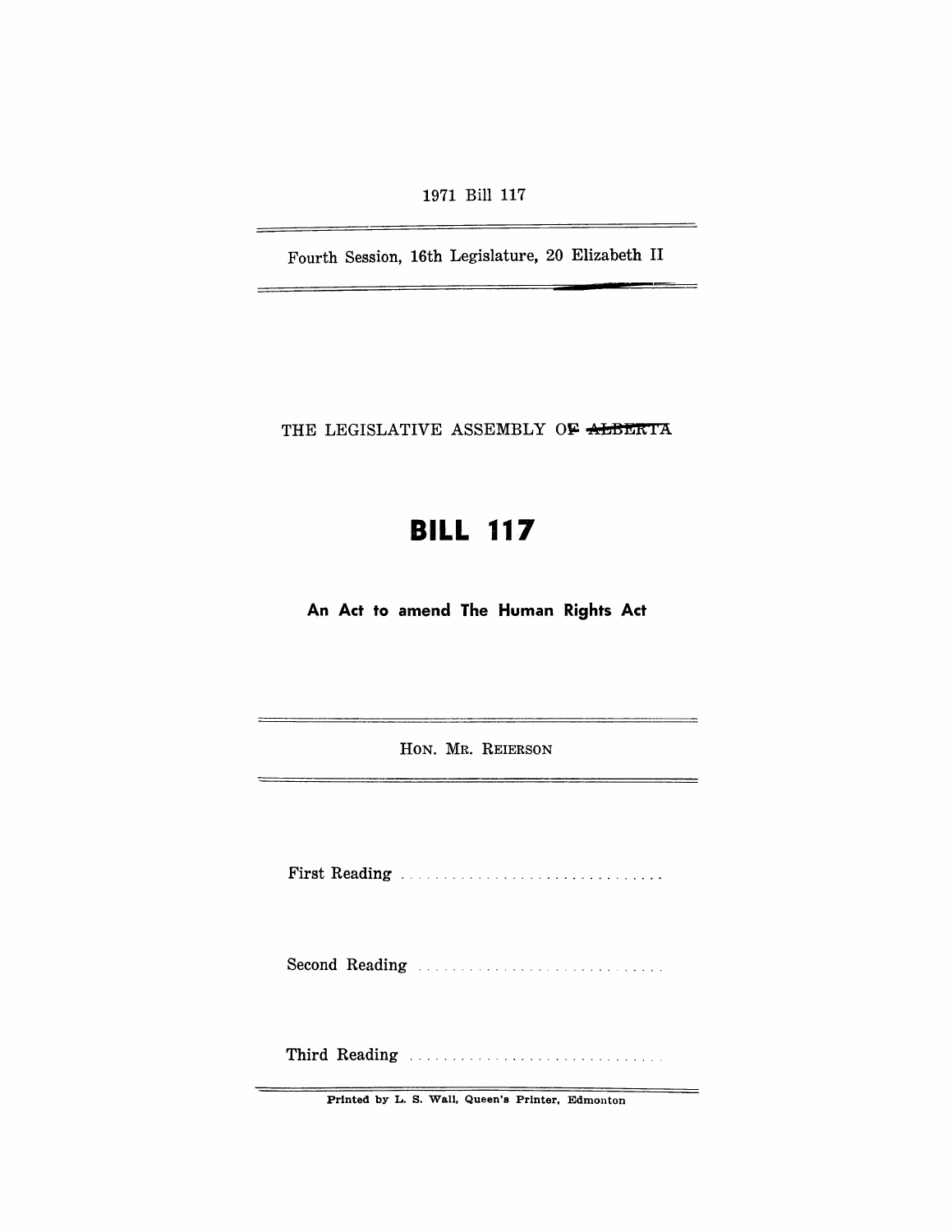1971 Bill 117

Fourth Session, 16th Legislature, 20 Elizabeth II

THE LEGISLATIVE ASSEMBLY OF ALBERTA

# BILL 117

## An Act to amend The Human Rights Act

HON. MR. REIERSON

First Reading . . . . . . . . . . . . . . . . . . . . . . . . . . . . . . .

Second Reading . . . . . . . . . . . . . . . . . . . . . . . . . . . . .

Third Reading . . . . . . . . . . . . . . . . . . . . . . . . . . . . . . .

Printed by L. S. Wall, Queen's Printer, Edmonton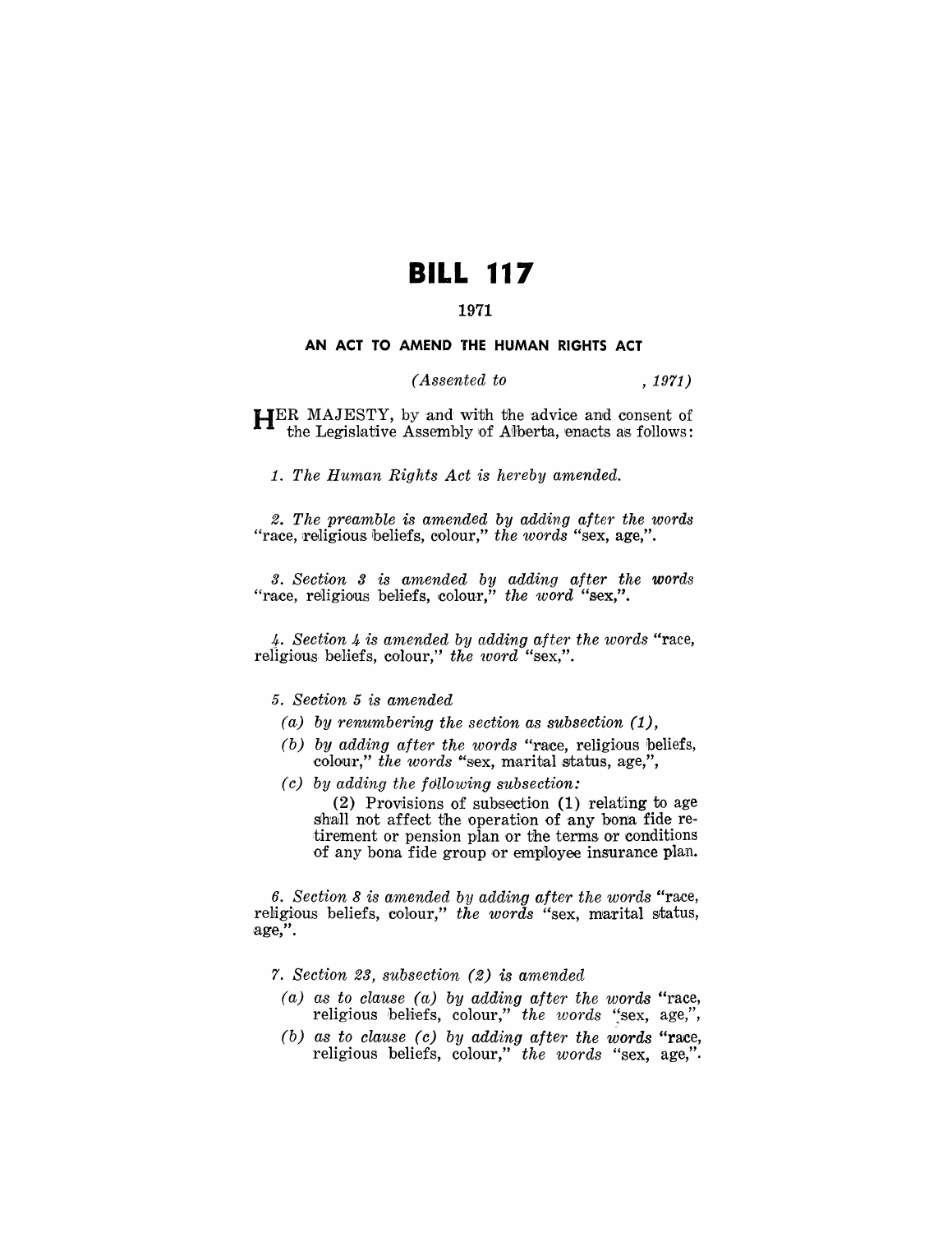# BILL 117

## 1971

### AN ACT TO AMEND THE HUMAN RIGHTS ACT

*(Assented to , 1971)*

HER MAJESTY, by and with the advice and consent of the Legislative Assembly of Alberta, enacts as follows:

*1. The Human Rights Act is hereby amended.*

*2. The preamble is amended by adding after the words* "race, religious beliefs, colour," *the words* "sex, age,".

*3. Section 3 is amended by adding after the words* "race, religious beliefs, colour," *the word* "sex,".

*4. Section 4 is amended by adding after the words* "race, religious beliefs, colour," *the word* "sex,".

*5. Section 5 is amended*

- *(a) by renumbering the section as subsection (1),*
- *(b) by adding after the words* "race, religious beliefs, colour," *the words* "sex, marital status, age,",
- *(c) by adding the following subsection:*

  (2) Provisions of subsection (1) relating to age shall not affect the operation of any bona fide retirement or pension plan or the terms or conditions of any bona fide group or employee insurance plan.

*6. Section 8 is amended by adding after the words* "race, religious beliefs, colour," *the words* "sex, marital status, age,".

*7. Section 23, subsection (2) is amended*

- *(a) as to clause (a) by adding after the words* "race, religious beliefs, colour," *the words* "sex, age,",
- *(b) as to clause (c) by adding after the words* "race, religious beliefs, colour," *the words* "sex, age,".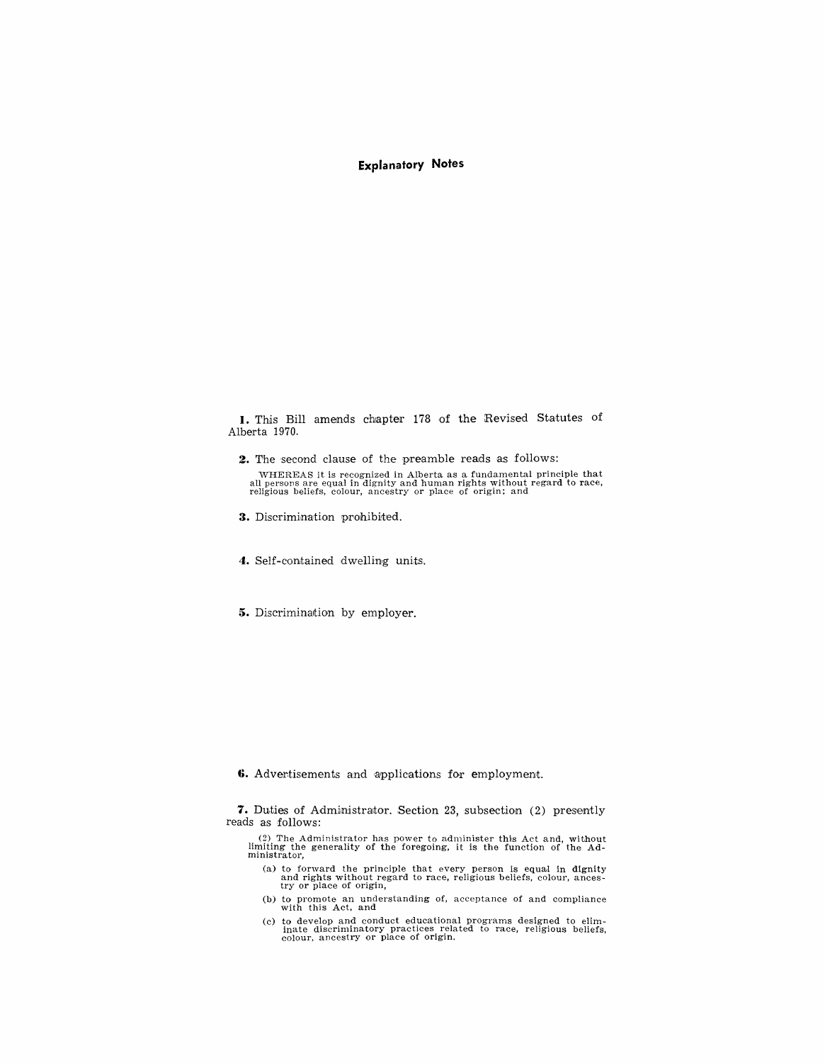## Explanatory Notes

**1.** This Bill amends chapter 178 of the Revised Statutes of Alberta 1970.

**2.** The second clause of the preamble reads as follows:

WHEREAS it is recognized in Alberta as a fundamental principle that all persons are equal in dignity and human rights without regard to race, religious beliefs, colour, ancestry or place of origin; and

**3.** Discrimination prohibited.

**4.** Self-contained dwelling units.

**5.** Discrimination by employer.

**6.** Advertisements and applications for employment.

**7.** Duties of Administrator. Section 23, subsection (2) presently reads as follows:

(2) The Administrator has power to administer this Act and, without limiting the generality of the foregoing, it is the function of the Administrator,

- (a) to forward the principle that every person is equal in dignity and rights without regard to race, religious beliefs, colour, ancestry or place of origin,
- (b) to promote an understanding of, acceptance of and compliance with this Act, and
- (c) to develop and conduct educational programs designed to eliminate discriminatory practices related to race, religious beliefs, colour, ancestry or place of origin.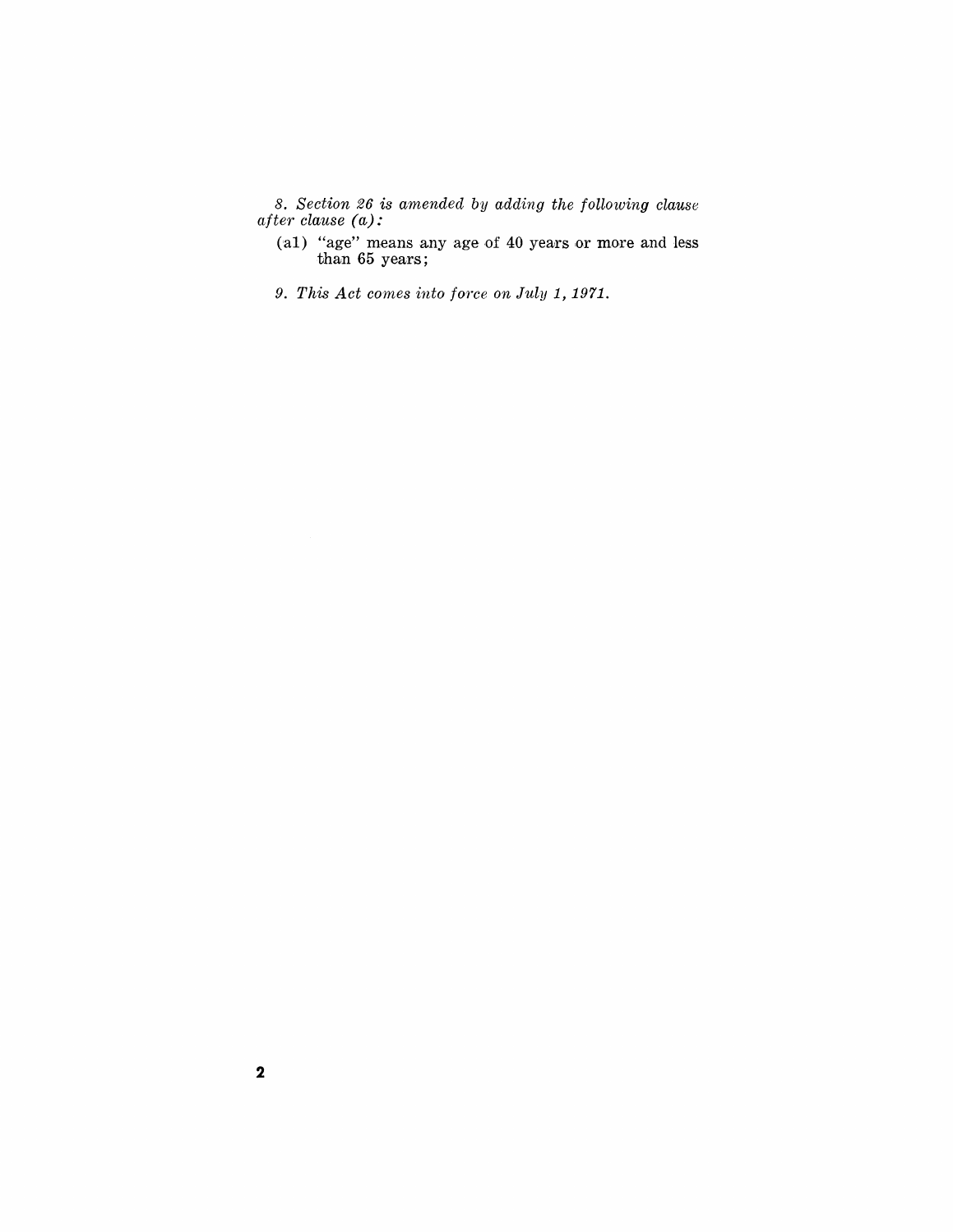*8. Section 26 is amended by adding the following clause after clause (a):*

(a1) "age" means any age of 40 years or more and less than 65 years;

*9. This Act comes into force on July 1, 1971.*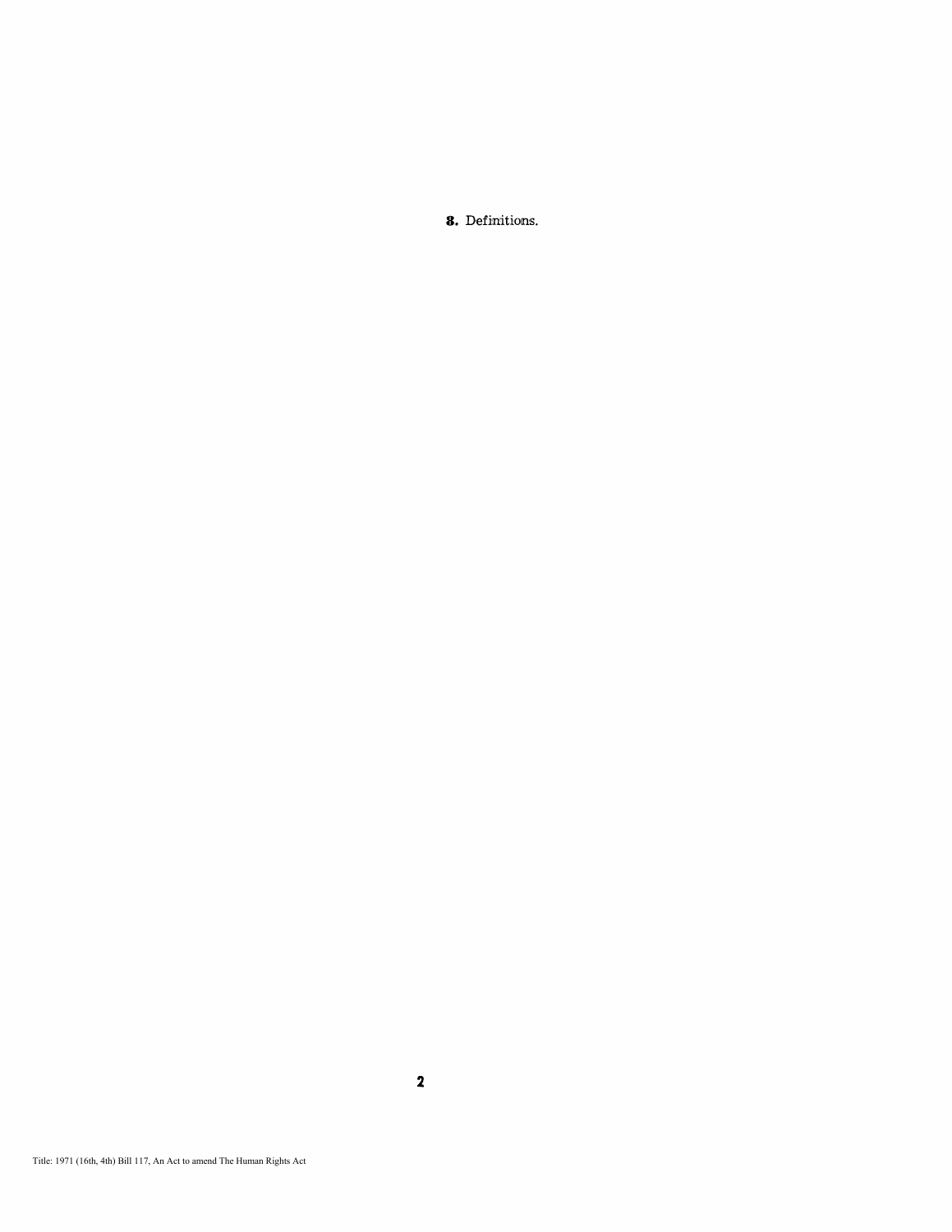**3.** Definitions.